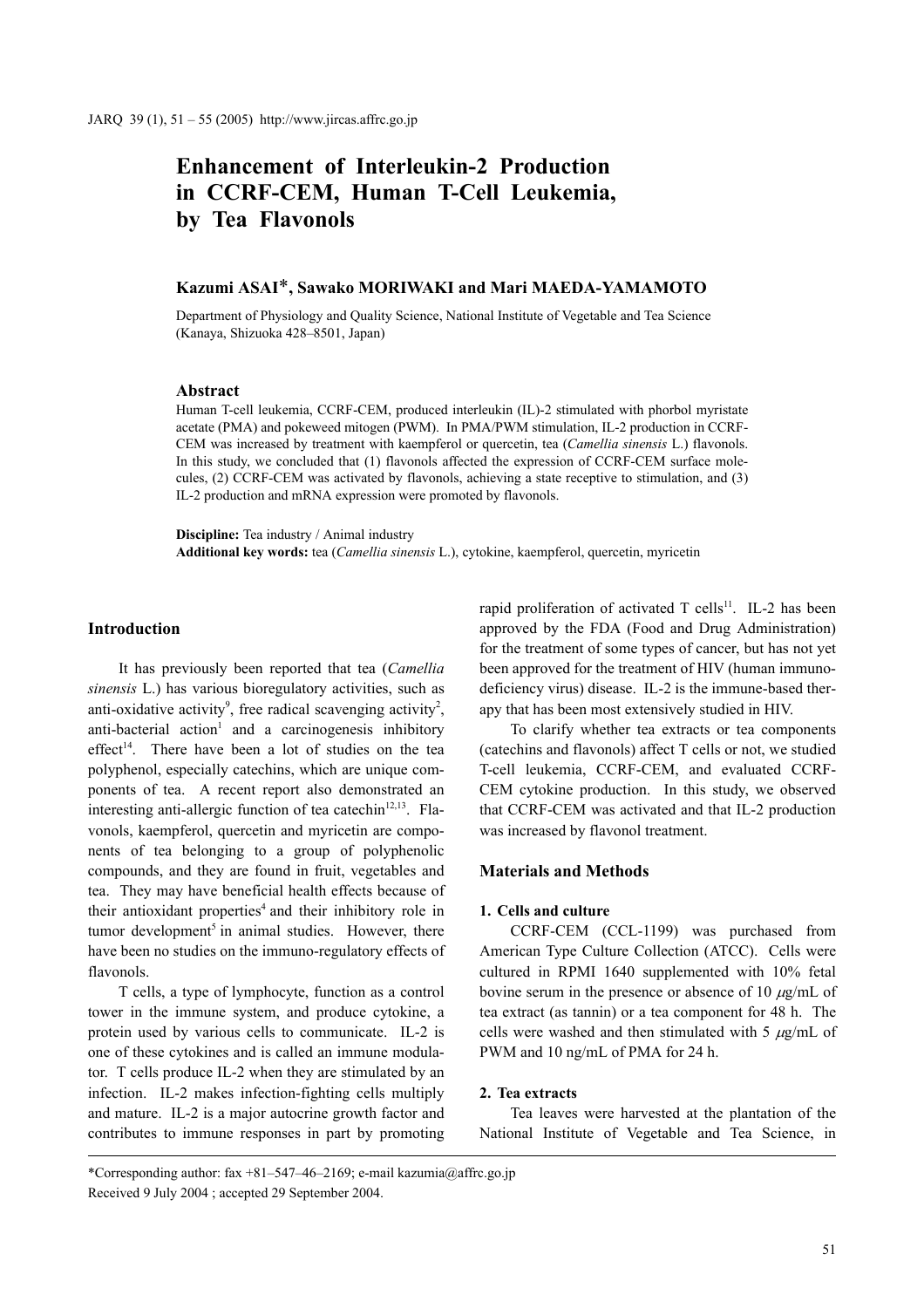# Enhancement of Interleukin-2 Production in CCRF-CEM, Human T-Cell Leukemia, by Tea Flavonols

**Kazumi ASAI*, Sawako MORIWAKI and Mari MAEDA-YAMAMOTO**

Department of Physiology and Quality Science, National Institute of Vegetable and Tea Science (Kanaya, Shizuoka 428–8501, Japan)

## Abstract

Human T-cell leukemia, CCRF-CEM, produced interleukin (IL)-2 stimulated with phorbol myristate acetate (PMA) and pokeweed mitogen (PWM). In PMA/PWM stimulation, IL-2 production in CCRF-CEM was increased by treatment with kaempferol or quercetin, tea (*Camellia sinensis* L.) flavonols. In this study, we concluded that (1) flavonols affected the expression of CCRF-CEM surface molecules, (2) CCRF-CEM was activated by flavonols, achieving a state receptive to stimulation, and (3) IL-2 production and mRNA expression were promoted by flavonols.

**Discipline:** Tea industry / Animal industry
**Additional key words:** tea (*Camellia sinensis* L.), cytokine, kaempferol, quercetin, myricetin

## Introduction

It has previously been reported that tea (*Camellia sinensis* L.) has various bioregulatory activities, such as anti-oxidative activity[9], free radical scavenging activity[2], anti-bacterial action[1] and a carcinogenesis inhibitory effect[14]. There have been a lot of studies on the tea polyphenol, especially catechins, which are unique components of tea. A recent report also demonstrated an interesting anti-allergic function of tea catechin[12,13]. Flavonols, kaempferol, quercetin and myricetin are components of tea belonging to a group of polyphenolic compounds, and they are found in fruit, vegetables and tea. They may have beneficial health effects because of their antioxidant properties[4] and their inhibitory role in tumor development[5] in animal studies. However, there have been no studies on the immuno-regulatory effects of flavonols.

T cells, a type of lymphocyte, function as a control tower in the immune system, and produce cytokine, a protein used by various cells to communicate. IL-2 is one of these cytokines and is called an immune modulator. T cells produce IL-2 when they are stimulated by an infection. IL-2 makes infection-fighting cells multiply and mature. IL-2 is a major autocrine growth factor and contributes to immune responses in part by promoting rapid proliferation of activated T cells[11]. IL-2 has been approved by the FDA (Food and Drug Administration) for the treatment of some types of cancer, but has not yet been approved for the treatment of HIV (human immunodeficiency virus) disease. IL-2 is the immune-based therapy that has been most extensively studied in HIV.

To clarify whether tea extracts or tea components (catechins and flavonols) affect T cells or not, we studied T-cell leukemia, CCRF-CEM, and evaluated CCRF-CEM cytokine production. In this study, we observed that CCRF-CEM was activated by flavonol treatment and that IL-2 production was increased by flavonol treatment.

## Materials and Methods

### 1. Cells and culture

CCRF-CEM (CCL-1199) was purchased from American Type Culture Collection (ATCC). Cells were cultured in RPMI 1640 supplemented with 10% fetal bovine serum in the presence or absence of 10 $\mu$g/mL of tea extract (as tannin) or a tea component for 48 h. The cells were washed and then stimulated with 5 $\mu$g/mL of PWM and 10 ng/mL of PMA for 24 h.

### 2. Tea extracts

Tea leaves were harvested at the plantation of the National Institute of Vegetable and Tea Science, in

*Corresponding author: fax +81–547–46–2169; e-mail kazumia@affrc.go.jp
Received 9 July 2004 ; accepted 29 September 2004.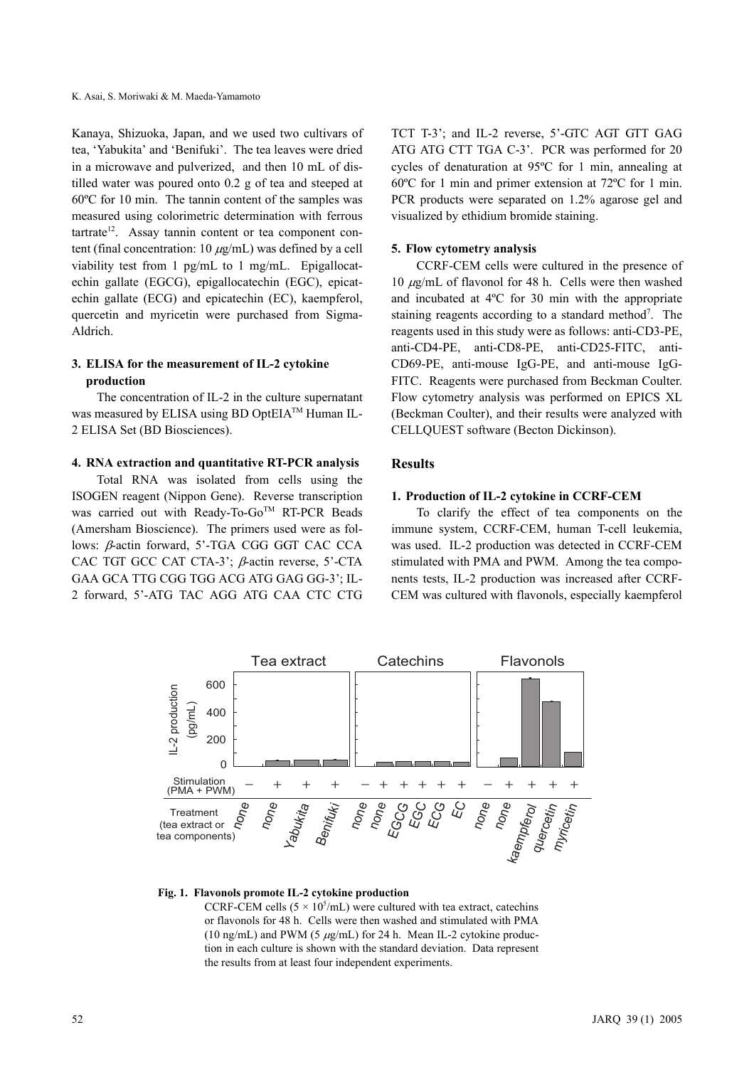Kanaya, Shizuoka, Japan, and we used two cultivars of tea, 'Yabukita' and 'Benifuki'. The tea leaves were dried in a microwave and pulverized, and then 10 mL of distilled water was poured onto 0.2 g of tea and steeped at 60ºC for 10 min. The tannin content of the samples was measured using colorimetric determination with ferrous tartrate[12]. Assay tannin content or tea component content (final concentration: 10 $\mu$g/mL) was defined by a cell viability test from 1 pg/mL to 1 mg/mL. Epigallocatechin gallate (EGCG), epigallocatechin (EGC), epicatechin gallate (ECG) and epicatechin (EC), kaempferol, quercetin and myricetin were purchased from Sigma-Aldrich.

### 3. ELISA for the measurement of IL-2 cytokine production

The concentration of IL-2 in the culture supernatant was measured by ELISA using BD OptEIA™ Human IL-2 ELISA Set (BD Biosciences).

### 4. RNA extraction and quantitative RT-PCR analysis

Total RNA was isolated from cells using the ISOGEN reagent (Nippon Gene). Reverse transcription was carried out with Ready-To-Go™ RT-PCR Beads (Amersham Bioscience). The primers used were as follows: $\beta$-actin forward, 5'-TGA CGG GGT CAC CCA CAC TGT GCC CAT CTA-3'; $\beta$-actin reverse, 5'-CTA GAA GCA TTG CGG TGG ACG ATG GAG GG-3'; IL-2 forward, 5'-ATG TAC AGG ATG CAA CTC CTG TCT T-3'; and IL-2 reverse, 5'-GTC AGT GTT GAG ATG ATG CTT TGA C-3'. PCR was performed for 20 cycles of denaturation at 95ºC for 1 min, annealing at 60ºC for 1 min and primer extension at 72ºC for 1 min. PCR products were separated on 1.2% agarose gel and visualized by ethidium bromide staining.

### 5. Flow cytometry analysis

CCRF-CEM cells were cultured in the presence of 10 $\mu$g/mL of flavonol for 48 h. Cells were then washed and incubated at 4ºC for 30 min with the appropriate staining reagents according to a standard method[7]. The reagents used in this study were as follows: anti-CD3-PE, anti-CD4-PE, anti-CD8-PE, anti-CD25-FITC, anti-CD69-PE, anti-mouse IgG-PE, and anti-mouse IgG-FITC. Reagents were purchased from Beckman Coulter. Flow cytometry analysis was performed on EPICS XL (Beckman Coulter), and their results were analyzed with CELLQUEST software (Becton Dickinson).

## Results

### 1. Production of IL-2 cytokine in CCRF-CEM

To clarify the effect of tea components on the immune system, CCRF-CEM, human T-cell leukemia, was used. IL-2 production was detected in CCRF-CEM stimulated with PMA and PWM. Among the tea components tests, IL-2 production was increased after CCRF-CEM was cultured with flavonols, especially kaempferol

**Fig. 1. Flavonols promote IL-2 cytokine production**

CCRF-CEM cells ($5 \times 10^5$/mL) were cultured with tea extract, catechins or flavonols for 48 h. Cells were then washed and stimulated with PMA (10 ng/mL) and PWM (5 $\mu$g/mL) for 24 h. Mean IL-2 cytokine production in each culture is shown with the standard deviation. Data represent the results from at least four independent experiments.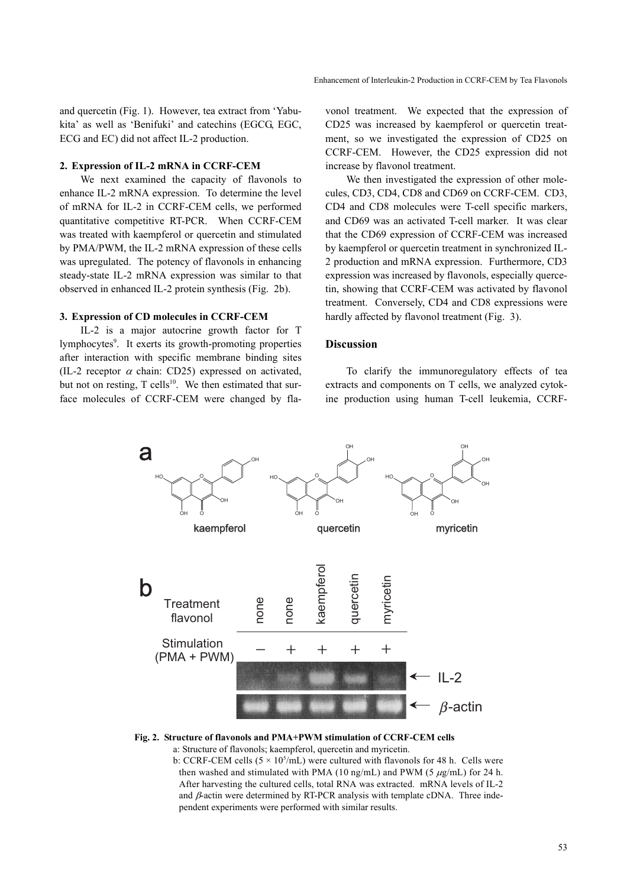and quercetin (Fig. 1). However, tea extract from 'Yabukita' as well as 'Benifuki' and catechins (EGCG, EGC, ECG and EC) did not affect IL-2 production.

### 2. Expression of IL-2 mRNA in CCRF-CEM

We next examined the capacity of flavonols to enhance IL-2 mRNA expression. To determine the level of mRNA for IL-2 in CCRF-CEM cells, we performed quantitative competitive RT-PCR. When CCRF-CEM was treated with kaempferol or quercetin and stimulated by PMA/PWM, the IL-2 mRNA expression of these cells was upregulated. The potency of flavonols in enhancing steady-state IL-2 mRNA expression was similar to that observed in enhanced IL-2 protein synthesis (Fig. 2b).

### 3. Expression of CD molecules in CCRF-CEM

IL-2 is a major autocrine growth factor for T lymphocytes[9]. It exerts its growth-promoting properties after interaction with specific membrane binding sites (IL-2 receptor $\alpha$ chain: CD25) expressed on activated, but not on resting, T cells[10]. We then estimated that surface molecules of CCRF-CEM were changed by flavonol treatment. We expected that the expression of CD25 was increased by kaempferol or quercetin treatment, so we investigated the expression of CD25 on CCRF-CEM. However, the CD25 expression did not increase by flavonol treatment.

We then investigated the expression of other molecules, CD3, CD4, CD8 and CD69 on CCRF-CEM. CD3, CD4 and CD8 molecules were T-cell specific markers, and CD69 was an activated T-cell marker. It was clear that the CD69 expression of CCRF-CEM was increased by kaempferol or quercetin treatment in synchronized IL-2 production and mRNA expression. Furthermore, CD3 expression was increased by flavonols, especially quercetin, showing that CCRF-CEM was activated by flavonol treatment. Conversely, CD4 and CD8 expressions were hardly affected by flavonol treatment (Fig. 3).

## Discussion

To clarify the immunoregulatory effects of tea extracts and components on T cells, we analyzed cytokine production using human T-cell leukemia, CCRF-

**Fig. 2. Structure of flavonols and PMA+PWM stimulation of CCRF-CEM cells**

a: Structure of flavonols; kaempferol, quercetin and myricetin.

b: CCRF-CEM cells ($5 \times 10^5$/mL) were cultured with flavonols for 48 h. Cells were then washed and stimulated with PMA (10 ng/mL) and PWM (5 $\mu$g/mL) for 24 h. After harvesting the cultured cells, total RNA was extracted. mRNA levels of IL-2 and $\beta$-actin were determined by RT-PCR analysis with template cDNA. Three independent experiments were performed with similar results.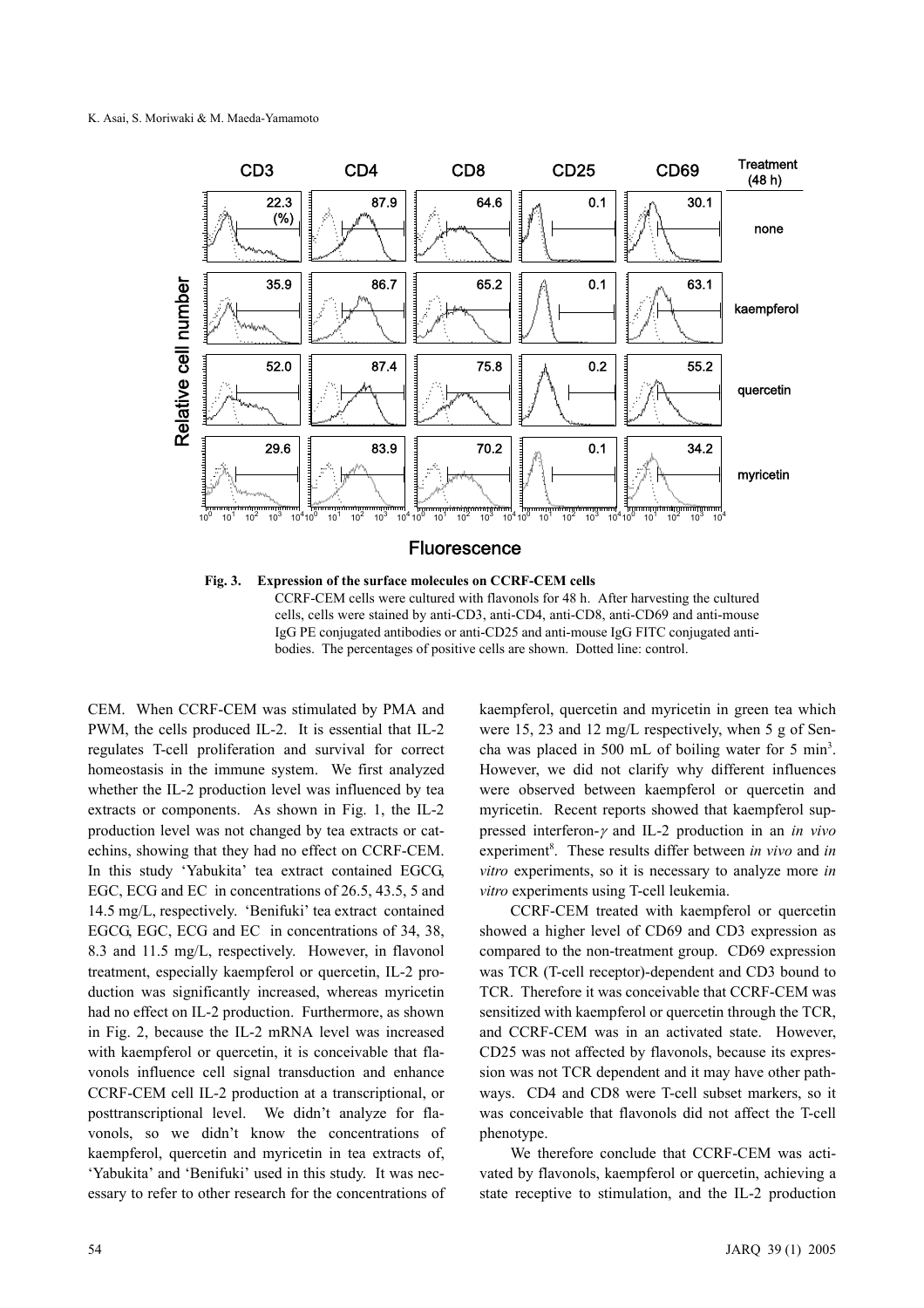**Fig. 3. Expression of the surface molecules on CCRF-CEM cells**

CCRF-CEM cells were cultured with flavonols for 48 h. After harvesting the cultured cells, cells were stained by anti-CD3, anti-CD4, anti-CD8, anti-CD69 and anti-mouse IgG PE conjugated antibodies or anti-CD25 and anti-mouse IgG FITC conjugated antibodies. The percentages of positive cells are shown. Dotted line: control.

CEM. When CCRF-CEM was stimulated by PMA and PWM, the cells produced IL-2. It is essential that IL-2 regulates T-cell proliferation and survival for correct homeostasis in the immune system. We first analyzed whether the IL-2 production level was influenced by tea extracts or components. As shown in Fig. 1, the IL-2 production level was not changed by tea extracts or catechins, showing that they had no effect on CCRF-CEM. In this study 'Yabukita' tea extract contained EGCG, EGC, ECG and EC in concentrations of 26.5, 43.5, 5 and 14.5 mg/L, respectively. 'Benifuki' tea extract contained EGCG, EGC, ECG and EC in concentrations of 34, 38, 8.3 and 11.5 mg/L, respectively. However, in flavonol treatment, especially kaempferol or quercetin, IL-2 production was significantly increased, whereas myricetin had no effect on IL-2 production. Furthermore, as shown in Fig. 2, because the IL-2 mRNA level was increased with kaempferol or quercetin, it is conceivable that flavonols influence cell signal transduction and enhance CCRF-CEM cell IL-2 production at a transcriptional, or posttranscriptional level. We didn't analyze for flavonols, so we didn't know the concentrations of kaempferol, quercetin and myricetin in tea extracts of, 'Yabukita' and 'Benifuki' used in this study. It was necessary to refer to other research for the concentrations of kaempferol, quercetin and myricetin in green tea which were 15, 23 and 12 mg/L respectively, when 5 g of Sencha was placed in 500 mL of boiling water for 5 min[3]. However, we did not clarify why different influences were observed between kaempferol or quercetin and myricetin. Recent reports showed that kaempferol suppressed interferon-$\gamma$ and IL-2 production in an *in vivo* experiment[8]. These results differ between *in vivo* and *in vitro* experiments, so it is necessary to analyze more *in vitro* experiments using T-cell leukemia.

CCRF-CEM treated with kaempferol or quercetin showed a higher level of CD69 and CD3 expression as compared to the non-treatment group. CD69 expression was TCR (T-cell receptor)-dependent and CD3 bound to TCR. Therefore it was conceivable that CCRF-CEM was sensitized with kaempferol or quercetin through the TCR, and CCRF-CEM was in an activated state. However, CD25 was not affected by flavonols, because its expression was not TCR dependent and it may have other pathways. CD4 and CD8 were T-cell subset markers, so it was conceivable that flavonols did not affect the T-cell phenotype.

We therefore conclude that CCRF-CEM was activated by flavonols, kaempferol or quercetin, achieving a state receptive to stimulation, and the IL-2 production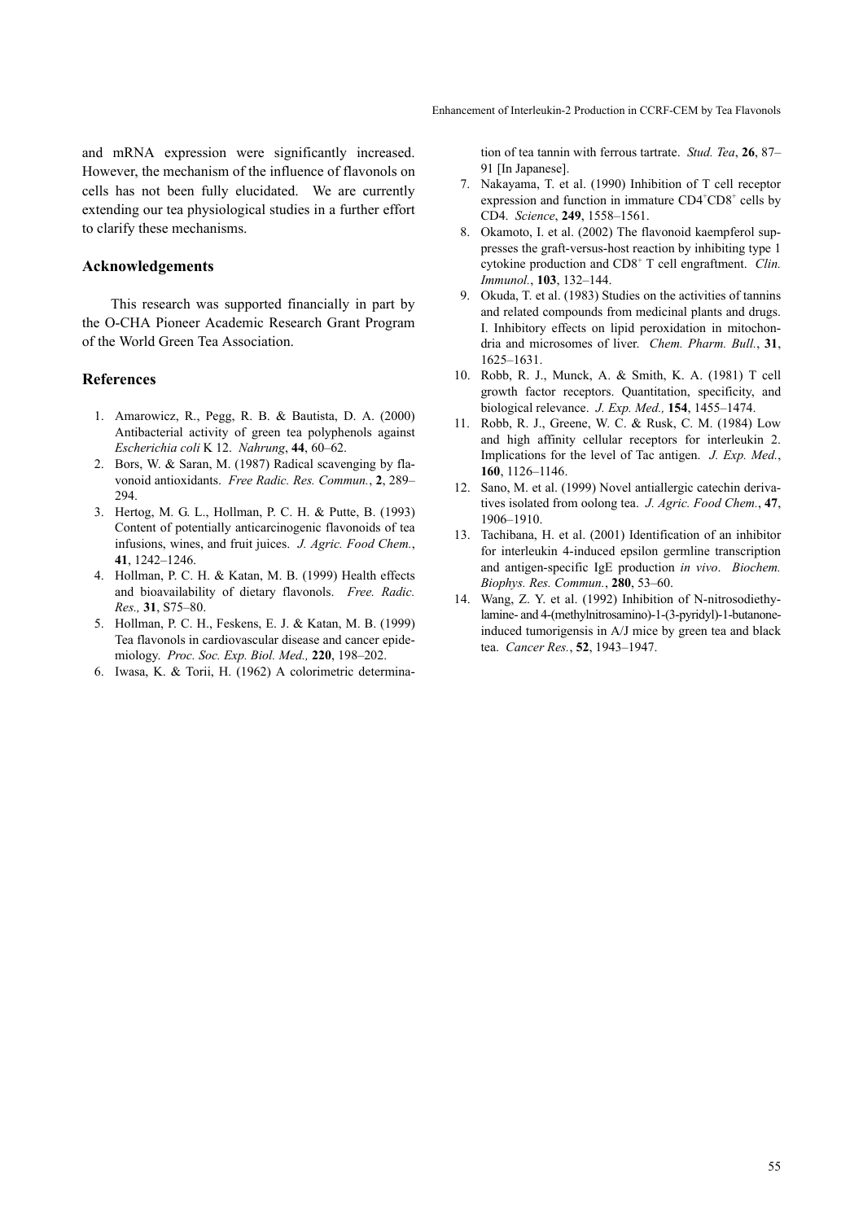and mRNA expression were significantly increased. However, the mechanism of the influence of flavonols on cells has not been fully elucidated. We are currently extending our tea physiological studies in a further effort to clarify these mechanisms.

## Acknowledgements

This research was supported financially in part by the O-CHA Pioneer Academic Research Grant Program of the World Green Tea Association.

## References

1. Amarowicz, R., Pegg, R. B. & Bautista, D. A. (2000) Antibacterial activity of green tea polyphenols against *Escherichia coli* K 12. *Nahrung*, **44**, 60–62.
2. Bors, W. & Saran, M. (1987) Radical scavenging by flavonoid antioxidants. *Free Radic. Res. Commun.*, **2**, 289–294.
3. Hertog, M. G. L., Hollman, P. C. H. & Putte, B. (1993) Content of potentially anticarcinogenic flavonoids of tea infusions, wines, and fruit juices. *J. Agric. Food Chem.*, **41**, 1242–1246.
4. Hollman, P. C. H. & Katan, M. B. (1999) Health effects and bioavailability of dietary flavonols. *Free. Radic. Res.,* **31**, S75–80.
5. Hollman, P. C. H., Feskens, E. J. & Katan, M. B. (1999) Tea flavonols in cardiovascular disease and cancer epidemiology. *Proc. Soc. Exp. Biol. Med.,* **220**, 198–202.
6. Iwasa, K. & Torii, H. (1962) A colorimetric determination of tea tannin with ferrous tartrate. *Stud. Tea*, **26**, 87–91 [In Japanese].
7. Nakayama, T. et al. (1990) Inhibition of T cell receptor expression and function in immature $CD4^{+}CD8^{+}$ cells by CD4. *Science*, **249**, 1558–1561.
8. Okamoto, I. et al. (2002) The flavonoid kaempferol suppresses the graft-versus-host reaction by inhibiting type 1 cytokine production and $CD8^{+}$ T cell engraftment. *Clin. Immunol.*, **103**, 132–144.
9. Okuda, T. et al. (1983) Studies on the activities of tannins and related compounds from medicinal plants and drugs. I. Inhibitory effects on lipid peroxidation in mitochondria and microsomes of liver. *Chem. Pharm. Bull.*, **31**, 1625–1631.
10. Robb, R. J., Munck, A. & Smith, K. A. (1981) T cell growth factor receptors. Quantitation, specificity, and biological relevance. *J. Exp. Med.,* **154**, 1455–1474.
11. Robb, R. J., Greene, W. C. & Rusk, C. M. (1984) Low and high affinity cellular receptors for interleukin 2. Implications for the level of Tac antigen. *J. Exp. Med.*, **160**, 1126–1146.
12. Sano, M. et al. (1999) Novel antiallergic catechin derivatives isolated from oolong tea. *J. Agric. Food Chem.*, **47**, 1906–1910.
13. Tachibana, H. et al. (2001) Identification of an inhibitor for interleukin 4-induced epsilon germline transcription and antigen-specific IgE production *in vivo*. *Biochem. Biophys. Res. Commun.*, **280**, 53–60.
14. Wang, Z. Y. et al. (1992) Inhibition of N-nitrosodiethylamine- and 4-(methylnitrosamino)-1-(3-pyridyl)-1-butanone-induced tumorigensis in A/J mice by green tea and black tea. *Cancer Res.*, **52**, 1943–1947.